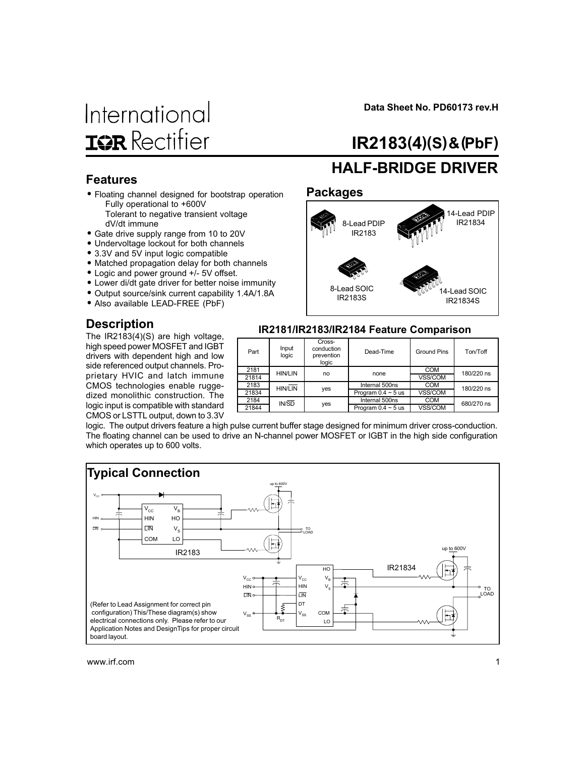International
IOR Rectifier

Data Sheet No. PD60173 rev.H

# IR2183(4)(S)&(PbF)

## HALF-BRIDGE DRIVER

## Features

- Floating channel designed for bootstrap operation
  Fully operational to +600V
  Tolerant to negative transient voltage
  dV/dt immune
- Gate drive supply range from 10 to 20V
- Undervoltage lockout for both channels
- 3.3V and 5V input logic compatible
- Matched propagation delay for both channels
- Logic and power ground +/- 5V offset.
- Lower di/dt gate driver for better noise immunity
- Output source/sink current capability 1.4A/1.8A
- Also available LEAD-FREE (PbF)

## Packages

8-Lead PDIP IR2183

14-Lead PDIP IR21834

8-Lead SOIC IR2183S

14-Lead SOIC IR21834S

## Description

The IR2183(4)(S) are high voltage, high speed power MOSFET and IGBT drivers with dependent high and low side referenced output channels. Proprietary HVIC and latch immune CMOS technologies enable ruggedized monolithic construction. The logic input is compatible with standard CMOS or LSTTL output, down to 3.3V logic. The output drivers feature a high pulse current buffer stage designed for minimum driver cross-conduction. The floating channel can be used to drive an N-channel power MOSFET or IGBT in the high side configuration which operates up to 600 volts.

### IR2181/IR2183/IR2184 Feature Comparison

| Part | Input logic | Cross-conduction prevention logic | Dead-Time | Ground Pins | Ton/Toff |
|---|---|---|---|---|---|
| 2181 | HIN/LIN | no | none | COM | 180/220 ns |
| 21814 | | | | VSS/COM | |
| 2183 | HIN/$\overline{LIN}$ | yes | Internal 500ns | COM | 180/220 ns |
| 21834 | | | Program 0.4 ~ 5 us | VSS/COM | |
| 2184 | IN/$\overline{SD}$ | yes | Internal 500ns | COM | 680/270 ns |
| 21844 | | | Program 0.4 ~ 5 us | VSS/COM | |

## Typical Connection

(Refer to Lead Assignment for correct pin configuration) This/These diagram(s) show electrical connections only. Please refer to our Application Notes and DesignTips for proper circuit board layout.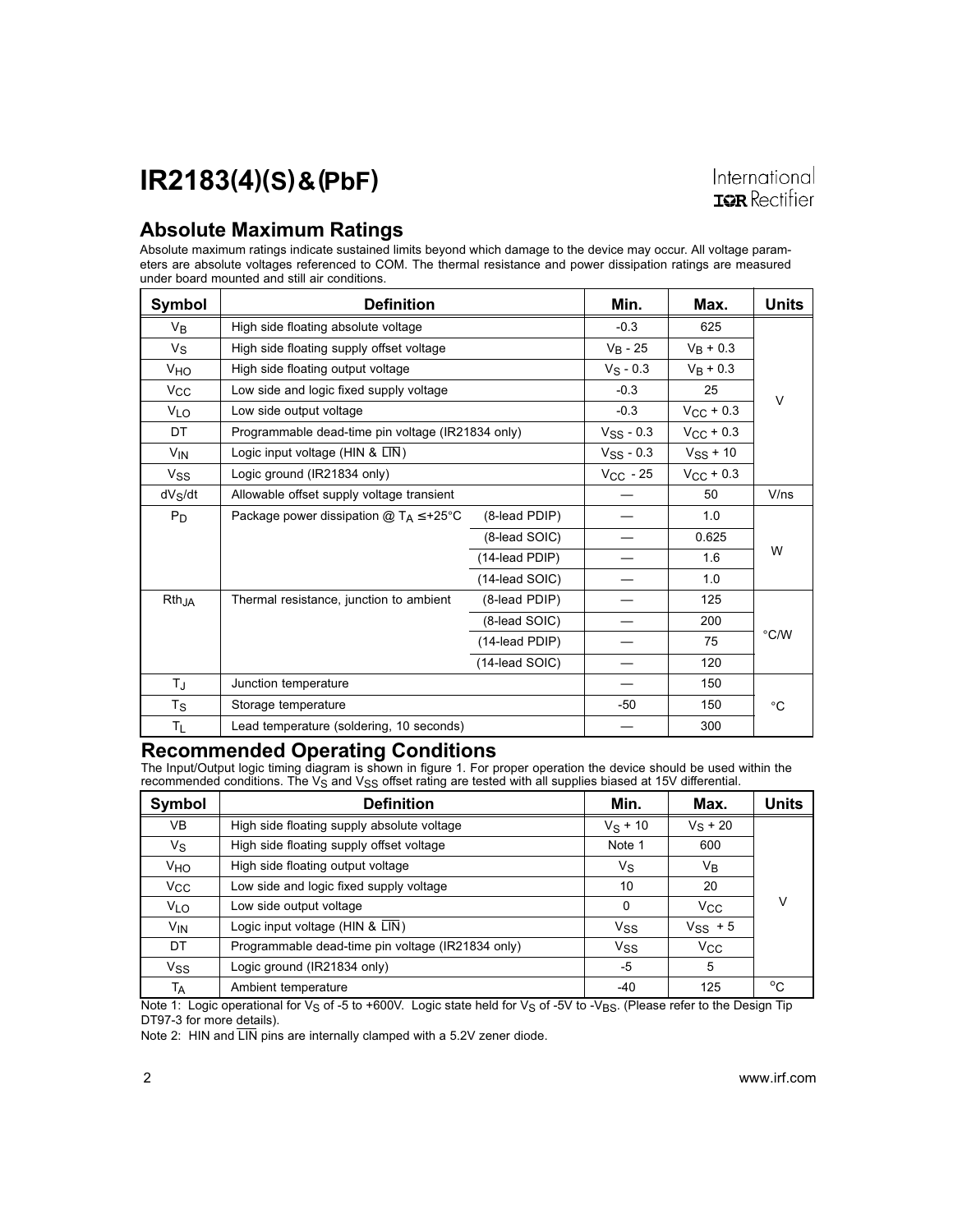## Absolute Maximum Ratings

Absolute maximum ratings indicate sustained limits beyond which damage to the device may occur. All voltage parameters are absolute voltages referenced to COM. The thermal resistance and power dissipation ratings are measured under board mounted and still air conditions.

| Symbol | Definition | | Min. | Max. | Units |
|---|---|---|---|---|---|
| $V_B$ | High side floating absolute voltage | | -0.3 | 625 | V |
| $V_S$ | High side floating supply offset voltage | | $V_B$ - 25 | $V_B$ + 0.3 | |
| $V_{HO}$ | High side floating output voltage | | $V_S$ - 0.3 | $V_B$ + 0.3 | |
| $V_{CC}$ | Low side and logic fixed supply voltage | | -0.3 | 25 | |
| $V_{LO}$ | Low side output voltage | | -0.3 | $V_{CC}$ + 0.3 | |
| DT | Programmable dead-time pin voltage (IR21834 only) | | $V_{SS}$ - 0.3 | $V_{CC}$ + 0.3 | |
| $V_{IN}$ | Logic input voltage (HIN & $\overline{LIN}$) | | $V_{SS}$ - 0.3 | $V_{SS}$ + 10 | |
| $V_{SS}$ | Logic ground (IR21834 only) | | $V_{CC}$ - 25 | $V_{CC}$ + 0.3 | |
| $dV_S/dt$ | Allowable offset supply voltage transient | | — | 50 | V/ns |
| $P_D$ | Package power dissipation @ $T_A \leq$ +25°C | (8-lead PDIP) | — | 1.0 | W |
| | | (8-lead SOIC) | — | 0.625 | |
| | | (14-lead PDIP) | — | 1.6 | |
| | | (14-lead SOIC) | — | 1.0 | |
| $Rth_{JA}$ | Thermal resistance, junction to ambient | (8-lead PDIP) | — | 125 | °C/W |
| | | (8-lead SOIC) | — | 200 | |
| | | (14-lead PDIP) | — | 75 | |
| | | (14-lead SOIC) | — | 120 | |
| $T_J$ | Junction temperature | | — | 150 | °C |
| $T_S$ | Storage temperature | | -50 | 150 | |
| $T_L$ | Lead temperature (soldering, 10 seconds) | | — | 300 | |

## Recommended Operating Conditions

The Input/Output logic timing diagram is shown in figure 1. For proper operation the device should be used within the recommended conditions. The $V_S$ and $V_{SS}$ offset rating are tested with all supplies biased at 15V differential.

| Symbol | Definition | Min. | Max. | Units |
|---|---|---|---|---|
| VB | High side floating supply absolute voltage | $V_S$ + 10 | $V_S$ + 20 | V |
| $V_S$ | High side floating supply offset voltage | Note 1 | 600 | |
| $V_{HO}$ | High side floating output voltage | $V_S$ | $V_B$ | |
| $V_{CC}$ | Low side and logic fixed supply voltage | 10 | 20 | |
| $V_{LO}$ | Low side output voltage | 0 | $V_{CC}$ | |
| $V_{IN}$ | Logic input voltage (HIN & $\overline{LIN}$) | $V_{SS}$ | $V_{SS}$ + 5 | |
| DT | Programmable dead-time pin voltage (IR21834 only) | $V_{SS}$ | $V_{CC}$ | |
| $V_{SS}$ | Logic ground (IR21834 only) | -5 | 5 | |
| $T_A$ | Ambient temperature | -40 | 125 | °C |

Note 1: Logic operational for $V_S$ of -5 to +600V. Logic state held for $V_S$ of -5V to $-V_{BS}$. (Please refer to the Design Tip DT97-3 for more details).

Note 2: HIN and $\overline{LIN}$ pins are internally clamped with a 5.2V zener diode.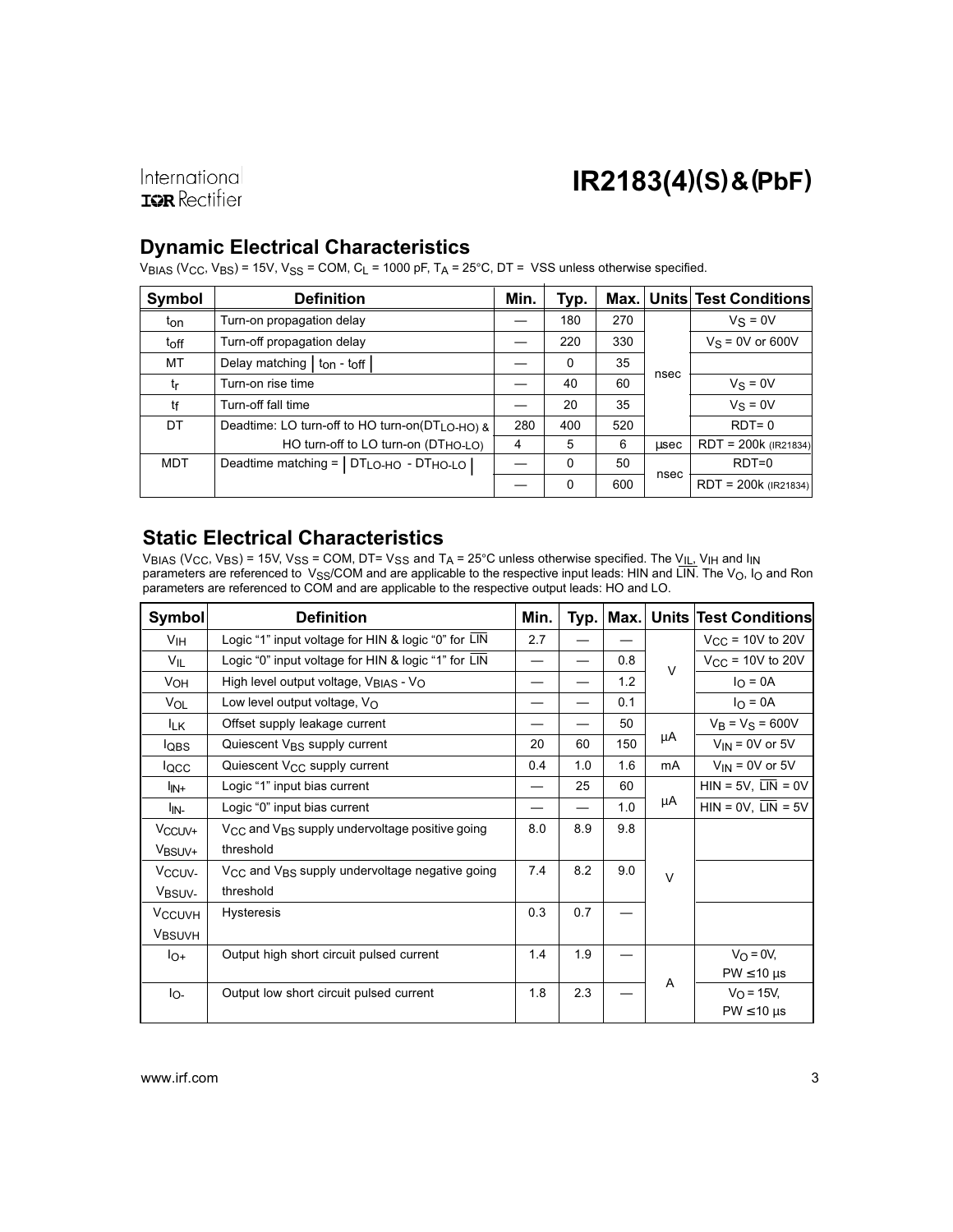## Dynamic Electrical Characteristics

$V_{BIAS}$ ($V_{CC}$, $V_{BS}$) = 15V, $V_{SS}$ = COM, $C_L$ = 1000 pF, $T_A$ = 25°C, DT = VSS unless otherwise specified.

| Symbol | Definition | Min. | Typ. | Max. | Units | Test Conditions |
|---|---|---|---|---|---|---|
| $t_{on}$ | Turn-on propagation delay | — | 180 | 270 | nsec | $V_S$ = 0V |
| $t_{off}$ | Turn-off propagation delay | — | 220 | 330 | | $V_S$ = 0V or 600V |
| MT | Delay matching $\lvert t_{on} - t_{off} \rvert$ | — | 0 | 35 | | |
| $t_r$ | Turn-on rise time | — | 40 | 60 | | $V_S$ = 0V |
| $t_f$ | Turn-off fall time | — | 20 | 35 | | $V_S$ = 0V |
| DT | Deadtime: LO turn-off to HO turn-on($DT_{LO-HO}$) & | 280 | 400 | 520 | | RDT= 0 |
| | HO turn-off to LO turn-on ($DT_{HO-LO}$) | 4 | 5 | 6 | µsec | RDT = 200k (IR21834) |
| MDT | Deadtime matching = $\lvert DT_{LO-HO} - DT_{HO-LO} \rvert$ | — | 0 | 50 | nsec | RDT=0 |
| | | — | 0 | 600 | | RDT = 200k (IR21834) |

## Static Electrical Characteristics

$V_{BIAS}$ ($V_{CC}$, $V_{BS}$) = 15V, $V_{SS}$ = COM, DT= $V_{SS}$ and $T_A$ = 25°C unless otherwise specified. The $V_{IL}$, $V_{IH}$ and $I_{IN}$ parameters are referenced to $V_{SS}$/COM and are applicable to the respective input leads: HIN and $\overline{LIN}$. The $V_O$, $I_O$ and Ron parameters are referenced to COM and are applicable to the respective output leads: HO and LO.

| Symbol | Definition | Min. | Typ. | Max. | Units | Test Conditions |
|---|---|---|---|---|---|---|
| $V_{IH}$ | Logic "1" input voltage for HIN & logic "0" for $\overline{LIN}$ | 2.7 | — | — | V | $V_{CC}$ = 10V to 20V |
| $V_{IL}$ | Logic "0" input voltage for HIN & logic "1" for $\overline{LIN}$ | — | — | 0.8 | | $V_{CC}$ = 10V to 20V |
| $V_{OH}$ | High level output voltage, $V_{BIAS}$ - $V_O$ | — | — | 1.2 | | $I_O$ = 0A |
| $V_{OL}$ | Low level output voltage, $V_O$ | — | — | 0.1 | | $I_O$ = 0A |
| $I_{LK}$ | Offset supply leakage current | — | — | 50 | µA | $V_B$ = $V_S$ = 600V |
| $I_{QBS}$ | Quiescent $V_{BS}$ supply current | 20 | 60 | 150 | | $V_{IN}$ = 0V or 5V |
| $I_{QCC}$ | Quiescent $V_{CC}$ supply current | 0.4 | 1.0 | 1.6 | mA | $V_{IN}$ = 0V or 5V |
| $I_{IN+}$ | Logic "1" input bias current | — | 25 | 60 | µA | HIN = 5V, $\overline{LIN}$ = 0V |
| $I_{IN-}$ | Logic "0" input bias current | — | — | 1.0 | | HIN = 0V, $\overline{LIN}$ = 5V |
| $V_{CCUV+}$ $V_{BSUV+}$ | $V_{CC}$ and $V_{BS}$ supply undervoltage positive going threshold | 8.0 | 8.9 | 9.8 | V | |
| $V_{CCUV-}$ $V_{BSUV-}$ | $V_{CC}$ and $V_{BS}$ supply undervoltage negative going threshold | 7.4 | 8.2 | 9.0 | | |
| $V_{CCUVH}$ $V_{BSUVH}$ | Hysteresis | 0.3 | 0.7 | — | | |
| $I_{O+}$ | Output high short circuit pulsed current | 1.4 | 1.9 | — | A | $V_O$ = 0V, PW ≤10 µs |
| $I_{O-}$ | Output low short circuit pulsed current | 1.8 | 2.3 | — | | $V_O$ = 15V, PW ≤10 µs |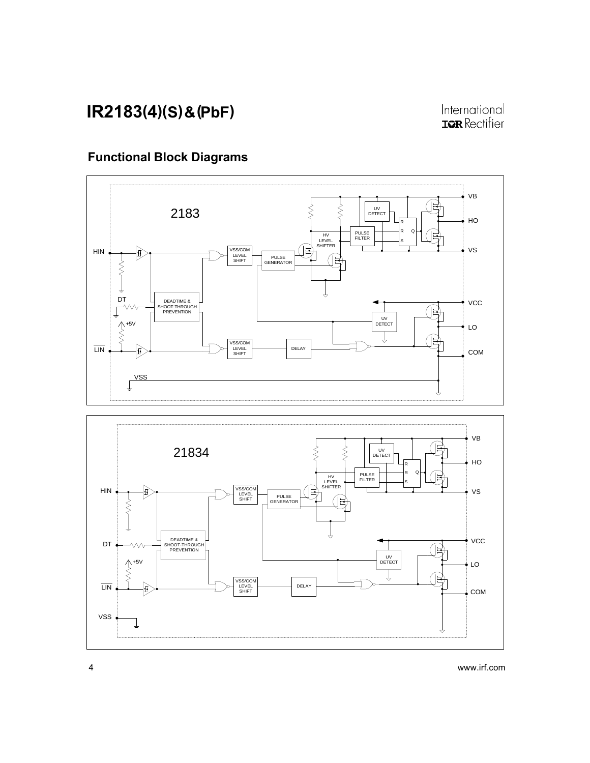## Functional Block Diagrams

2183

HIN, DT, +5V, LIN, VSS, VSS/COM LEVEL SHIFT, PULSE GENERATOR, HV LEVEL SHIFTER, PULSE FILTER, UV DETECT, R, R, S, Q, VB, HO, VS, DEADTIME & SHOOT-THROUGH PREVENTION, VSS/COM LEVEL SHIFT, DELAY, UV DETECT, VCC, LO, COM

21834

HIN, DT, +5V, LIN, VSS, VSS/COM LEVEL SHIFT, PULSE GENERATOR, HV LEVEL SHIFTER, PULSE FILTER, UV DETECT, R, R, S, Q, VB, HO, VS, DEADTIME & SHOOT-THROUGH PREVENTION, VSS/COM LEVEL SHIFT, DELAY, UV DETECT, VCC, LO, COM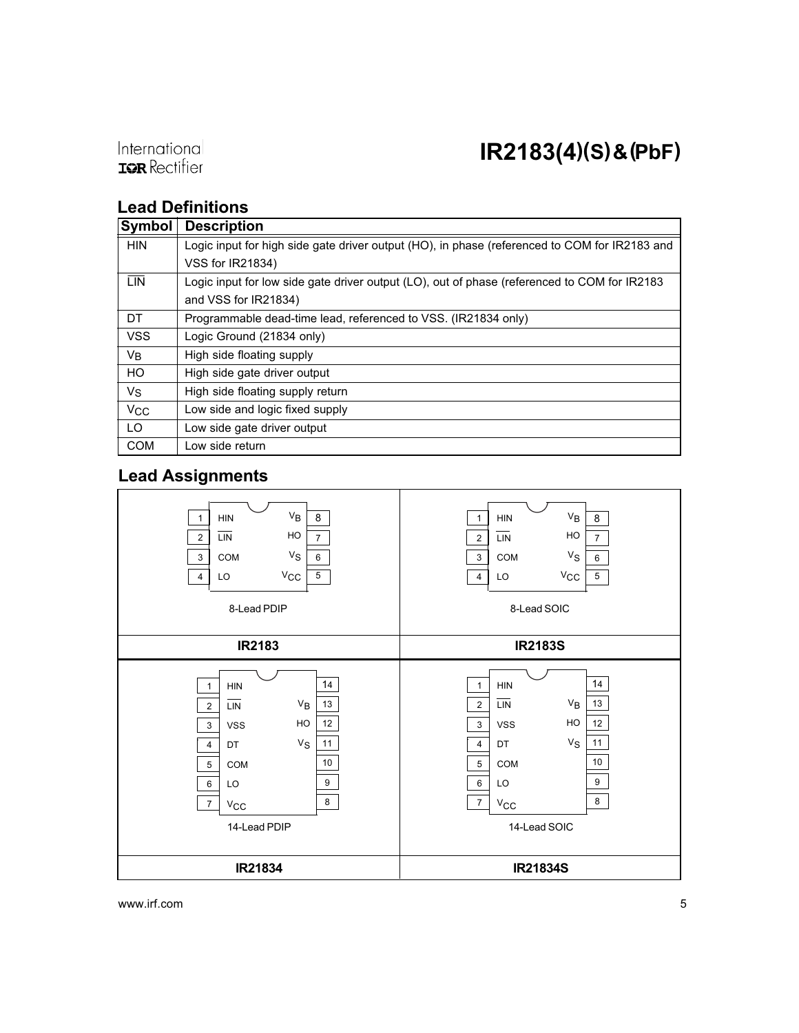## Lead Definitions

| Symbol | Description |
|---|---|
| HIN | Logic input for high side gate driver output (HO), in phase (referenced to COM for IR2183 and VSS for IR21834) |
| $\overline{\text{LIN}}$ | Logic input for low side gate driver output (LO), out of phase (referenced to COM for IR2183 and VSS for IR21834) |
| DT | Programmable dead-time lead, referenced to VSS. (IR21834 only) |
| VSS | Logic Ground (21834 only) |
| $V_B$ | High side floating supply |
| HO | High side gate driver output |
| $V_S$ | High side floating supply return |
| $V_{CC}$ | Low side and logic fixed supply |
| LO | Low side gate driver output |
| COM | Low side return |

## Lead Assignments

**IR2183** (8-Lead PDIP) / **IR2183S** (8-Lead SOIC)

| Pin | Name | Pin | Name |
|---|---|---|---|
| 1 | HIN | 8 | $V_B$ |
| 2 | $\overline{\text{LIN}}$ | 7 | HO |
| 3 | COM | 6 | $V_S$ |
| 4 | LO | 5 | $V_{CC}$ |

**IR21834** (14-Lead PDIP) / **IR21834S** (14-Lead SOIC)

| Pin | Name | Pin | Name |
|---|---|---|---|
| 1 | HIN | 14 | |
| 2 | $\overline{\text{LIN}}$ | 13 | $V_B$ |
| 3 | VSS | 12 | HO |
| 4 | DT | 11 | $V_S$ |
| 5 | COM | 10 | |
| 6 | LO | 9 | |
| 7 | $V_{CC}$ | 8 | |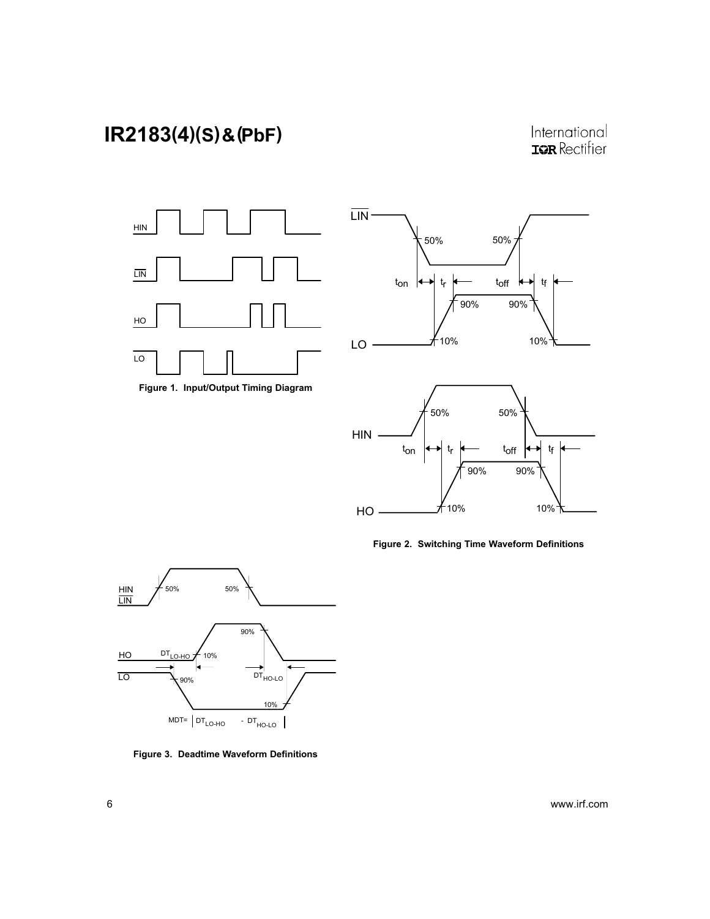Figure 1. Input/Output Timing Diagram

Figure 2. Switching Time Waveform Definitions

Figure 3. Deadtime Waveform Definitions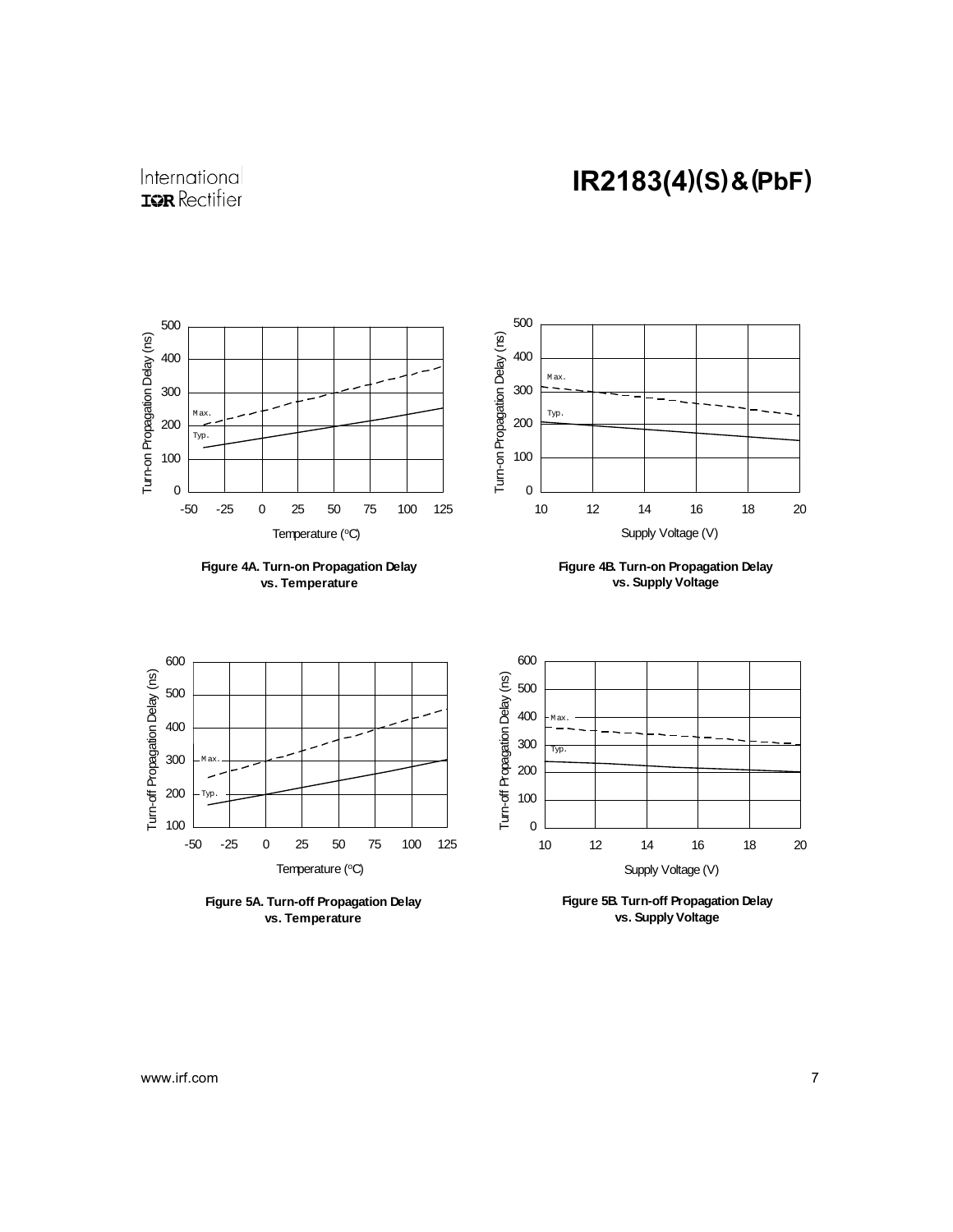**Figure 4A. Turn-on Propagation Delay vs. Temperature**

**Figure 4B. Turn-on Propagation Delay vs. Supply Voltage**

**Figure 5A. Turn-off Propagation Delay vs. Temperature**

**Figure 5B. Turn-off Propagation Delay vs. Supply Voltage**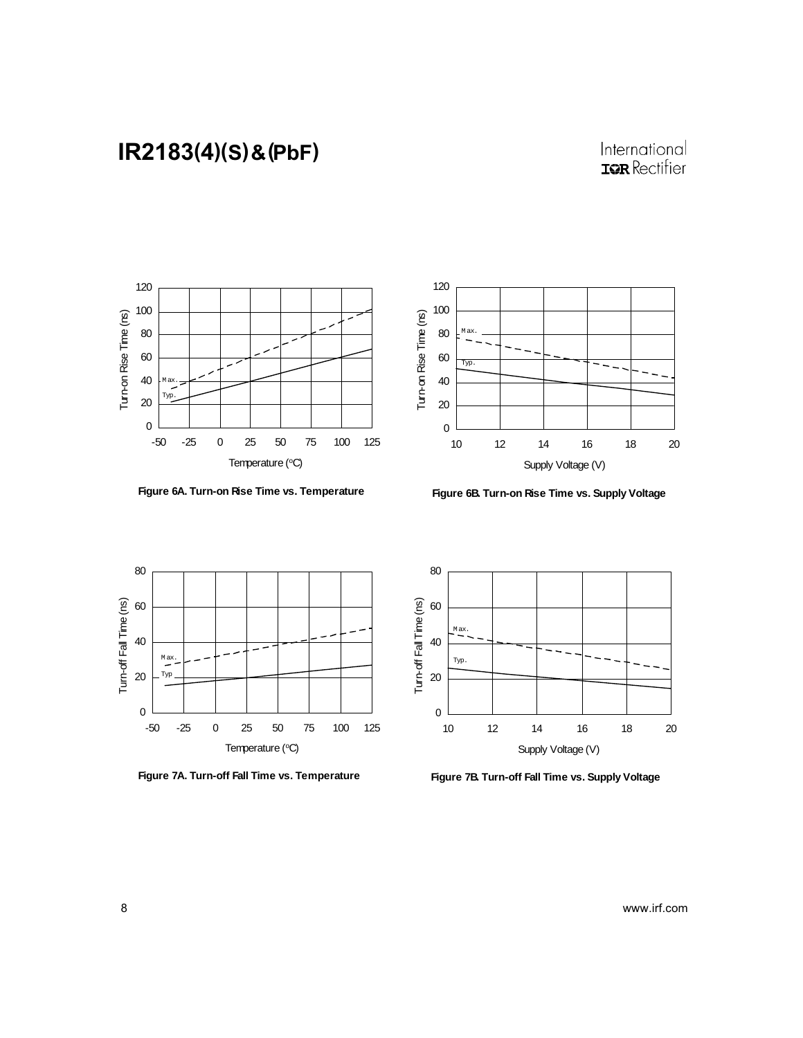Figure 6A. Turn-on Rise Time vs. Temperature

Figure 6B. Turn-on Rise Time vs. Supply Voltage

Figure 7A. Turn-off Fall Time vs. Temperature

Figure 7B. Turn-off Fall Time vs. Supply Voltage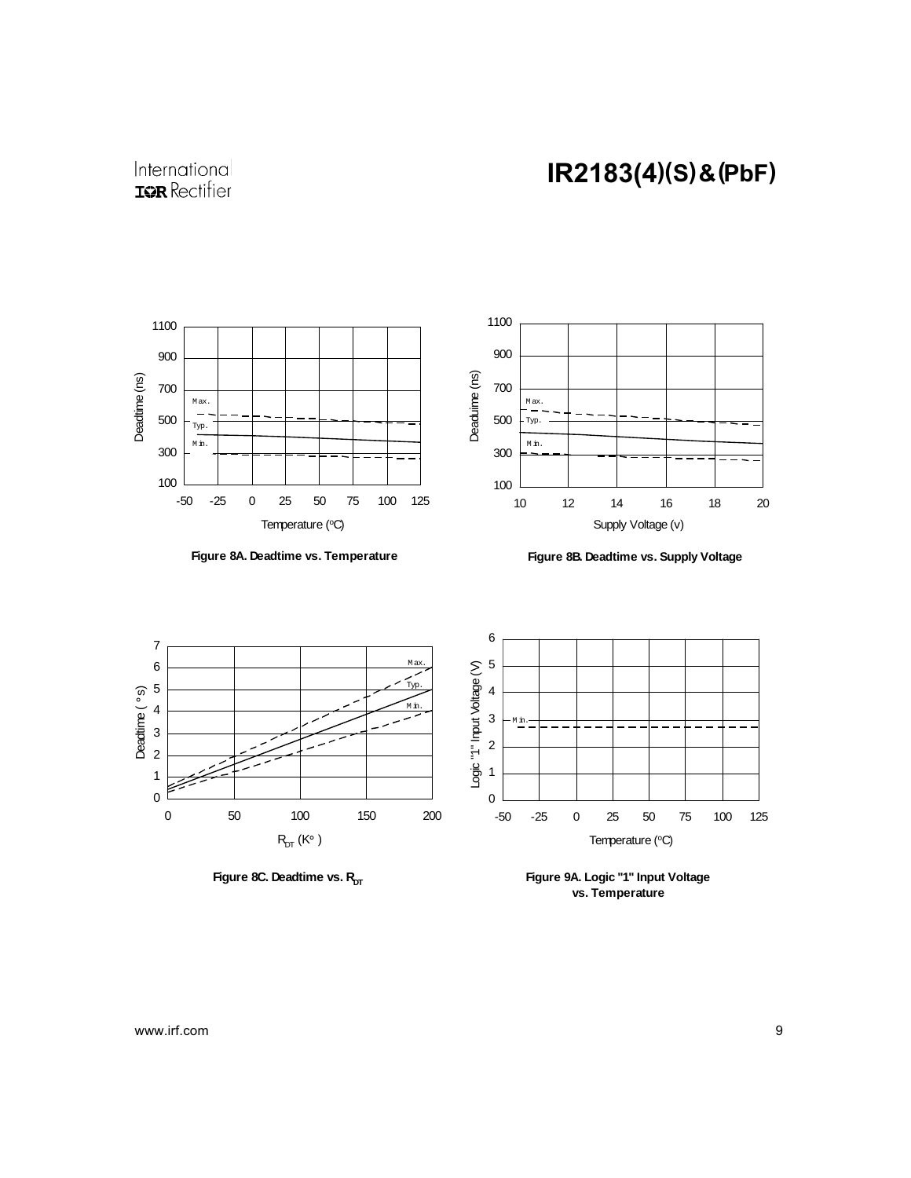Figure 8A. Deadtime vs. Temperature

Figure 8B. Deadtime vs. Supply Voltage

Figure 8C. Deadtime vs. $R_{DT}$

Figure 9A. Logic "1" Input Voltage vs. Temperature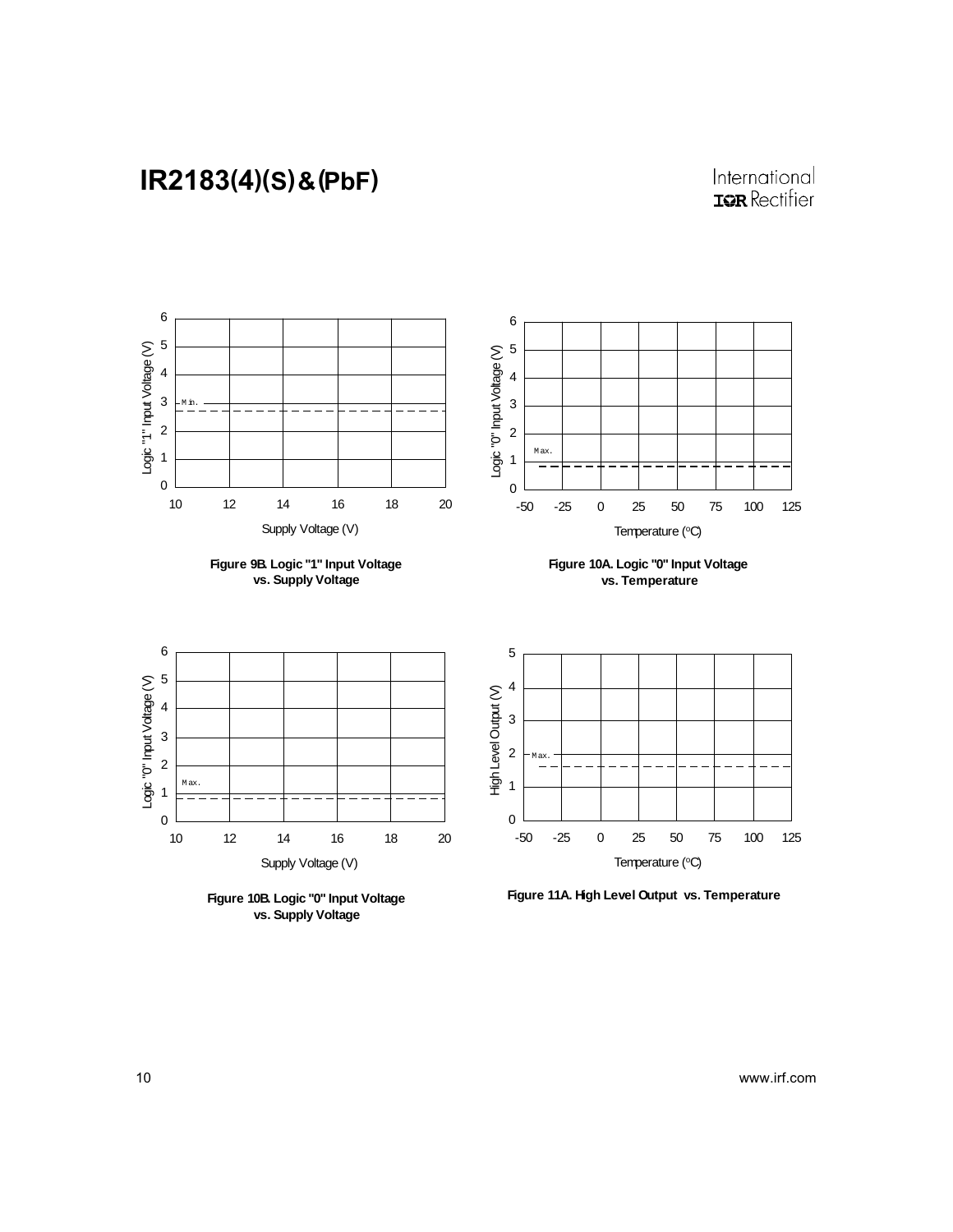Figure 9B. Logic "1" Input Voltage vs. Supply Voltage

Figure 10A. Logic "0" Input Voltage vs. Temperature

Figure 10B. Logic "0" Input Voltage vs. Supply Voltage

Figure 11A. High Level Output vs. Temperature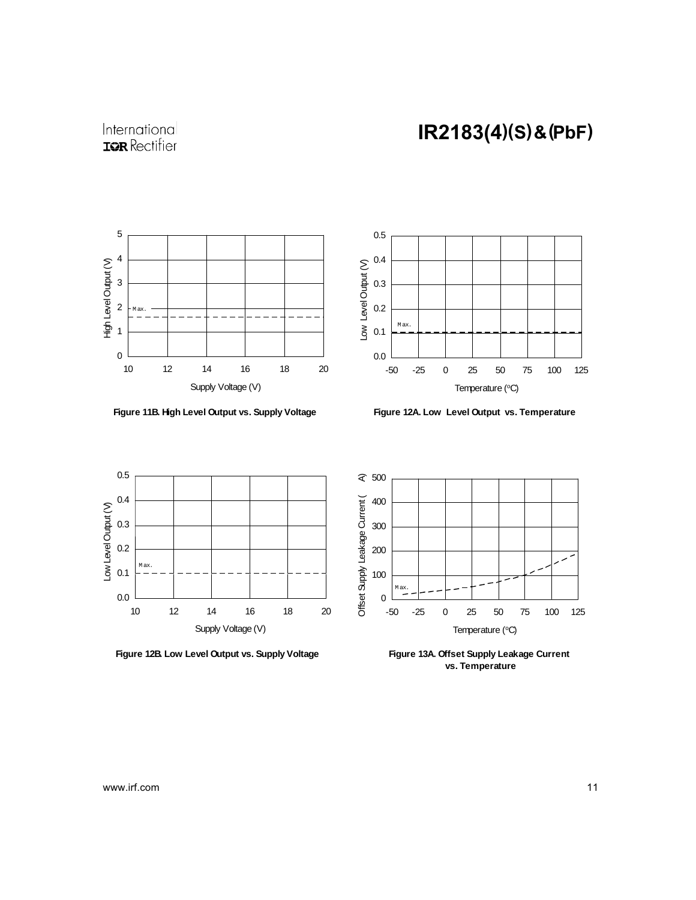Figure 11B. High Level Output vs. Supply Voltage

Figure 12A. Low Level Output vs. Temperature

Figure 12B. Low Level Output vs. Supply Voltage

Figure 13A. Offset Supply Leakage Current vs. Temperature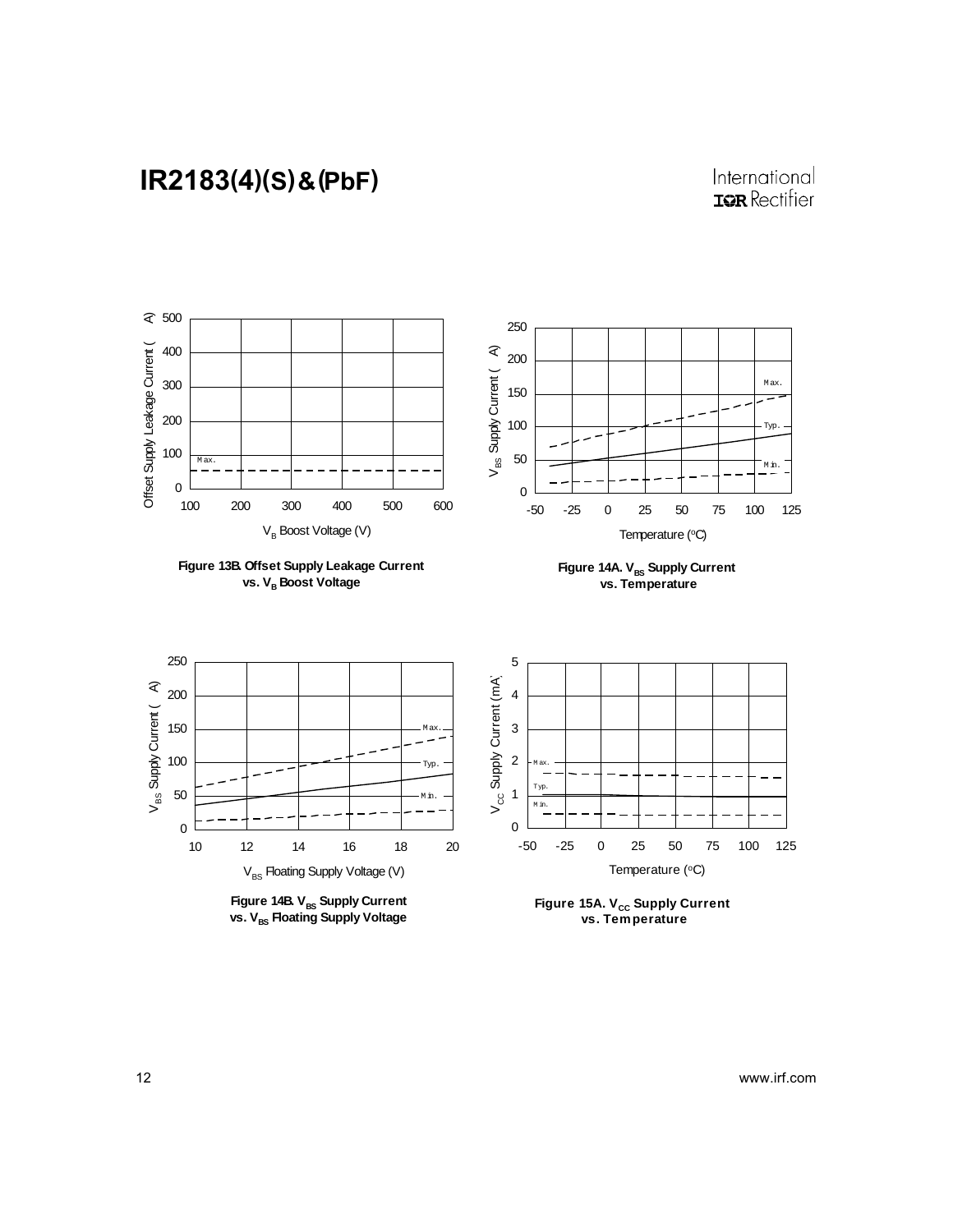Figure 13B. Offset Supply Leakage Current vs. $V_B$ Boost Voltage

Figure 14A. $V_{BS}$ Supply Current vs. Temperature

Figure 14B. $V_{BS}$ Supply Current vs. $V_{BS}$ Floating Supply Voltage

Figure 15A. $V_{CC}$ Supply Current vs. Temperature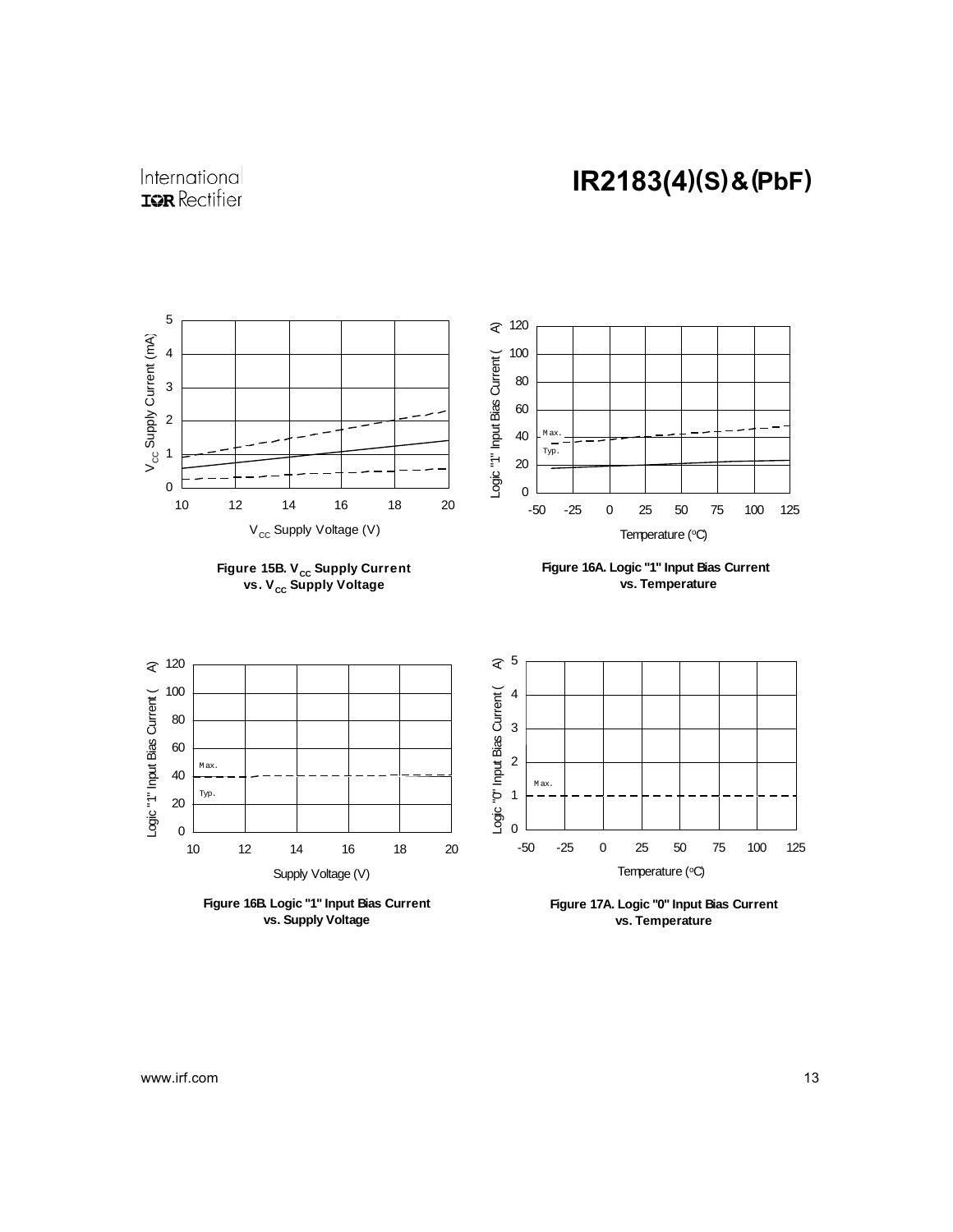Figure 15B. $V_{CC}$ Supply Current vs. $V_{CC}$ Supply Voltage

Figure 16A. Logic "1" Input Bias Current vs. Temperature

Figure 16B. Logic "1" Input Bias Current vs. Supply Voltage

Figure 17A. Logic "0" Input Bias Current vs. Temperature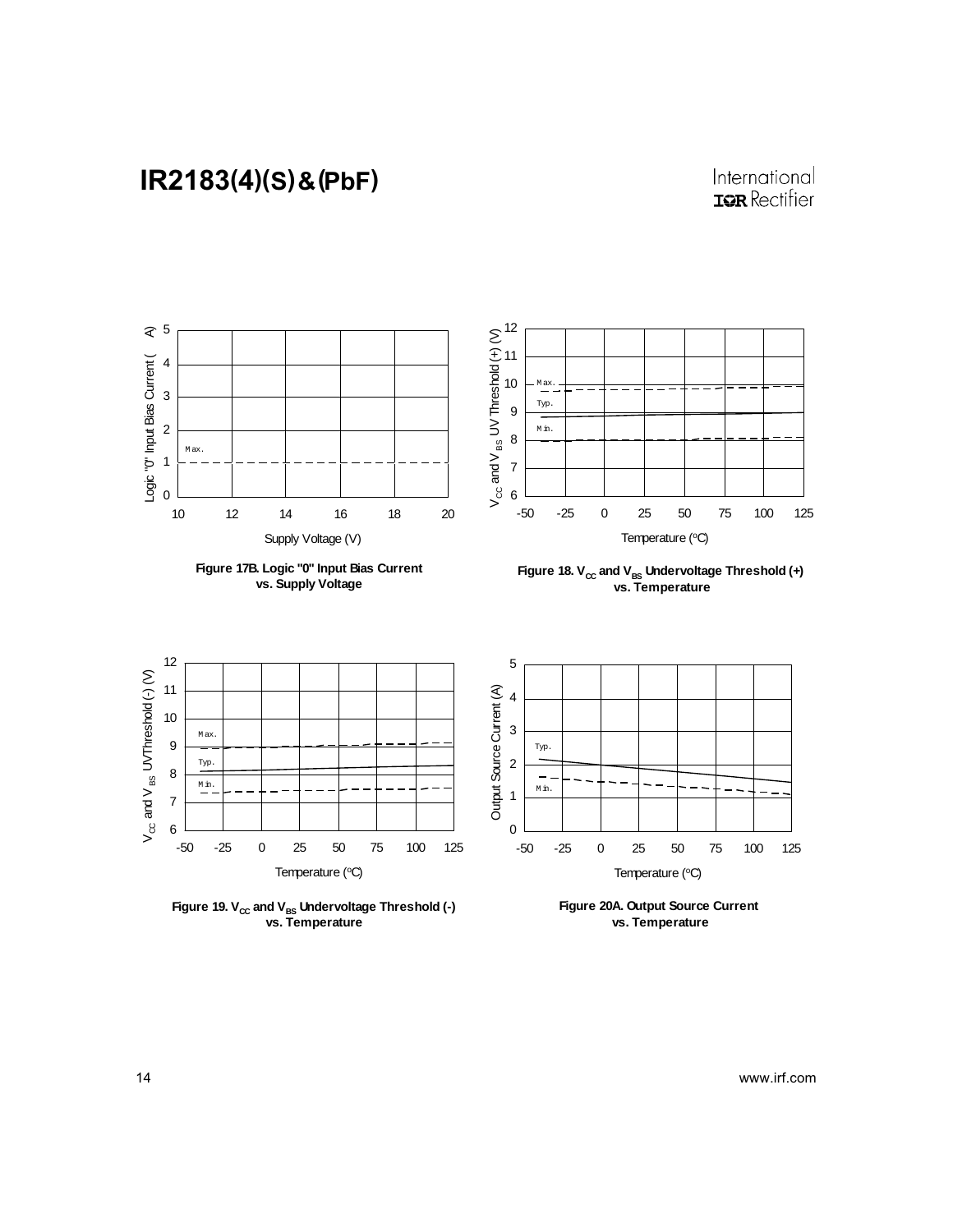Figure 17B. Logic "0" Input Bias Current vs. Supply Voltage

Figure 18. $V_{CC}$ and $V_{BS}$ Undervoltage Threshold (+) vs. Temperature

Figure 19. $V_{CC}$ and $V_{BS}$ Undervoltage Threshold (-) vs. Temperature

Figure 20A. Output Source Current vs. Temperature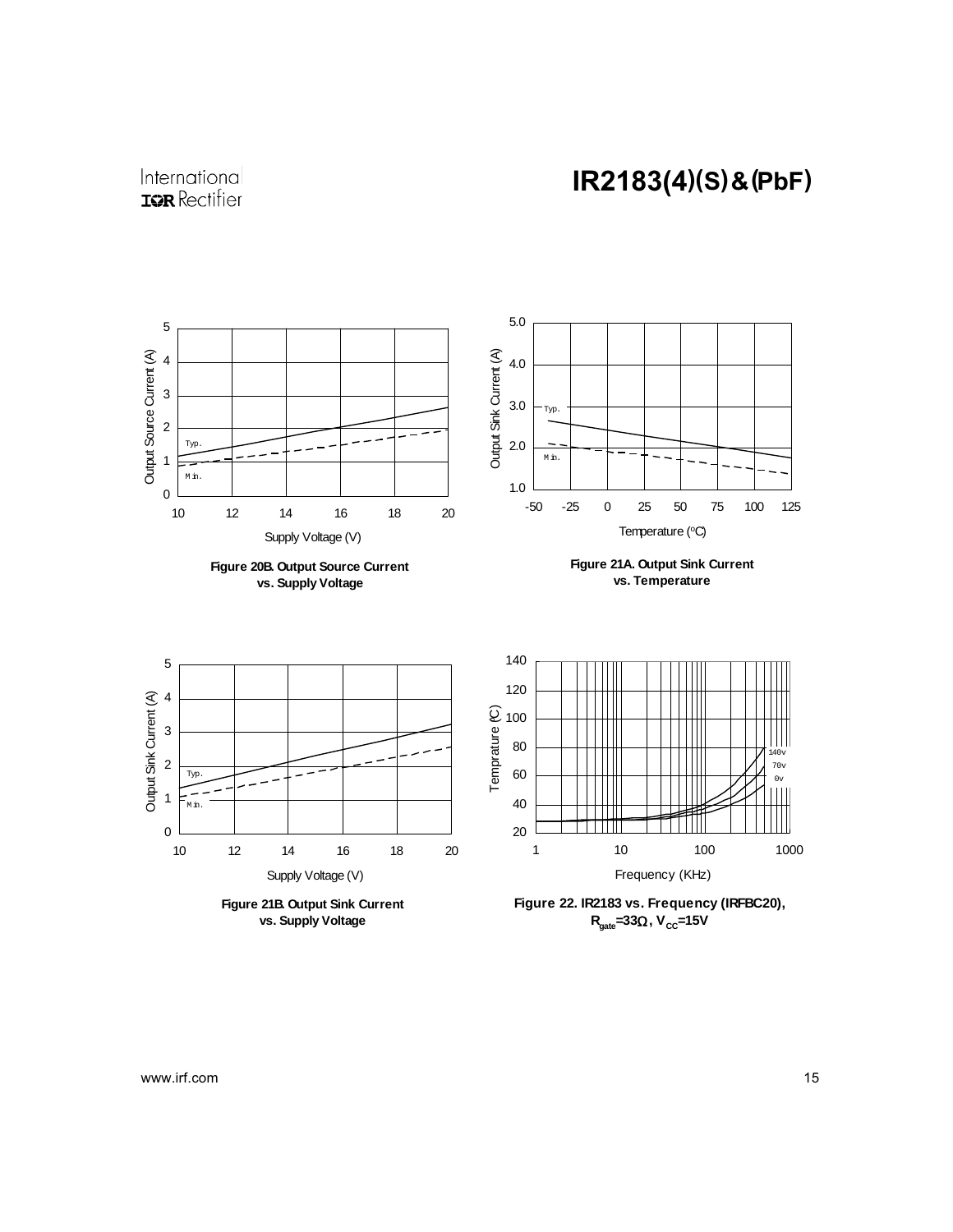Figure 20B. Output Source Current vs. Supply Voltage

Figure 21A. Output Sink Current vs. Temperature

Figure 21B. Output Sink Current vs. Supply Voltage

Figure 22. IR2183 vs. Frequency (IRFBC20), $R_{gate}=33\Omega$, $V_{CC}=15V$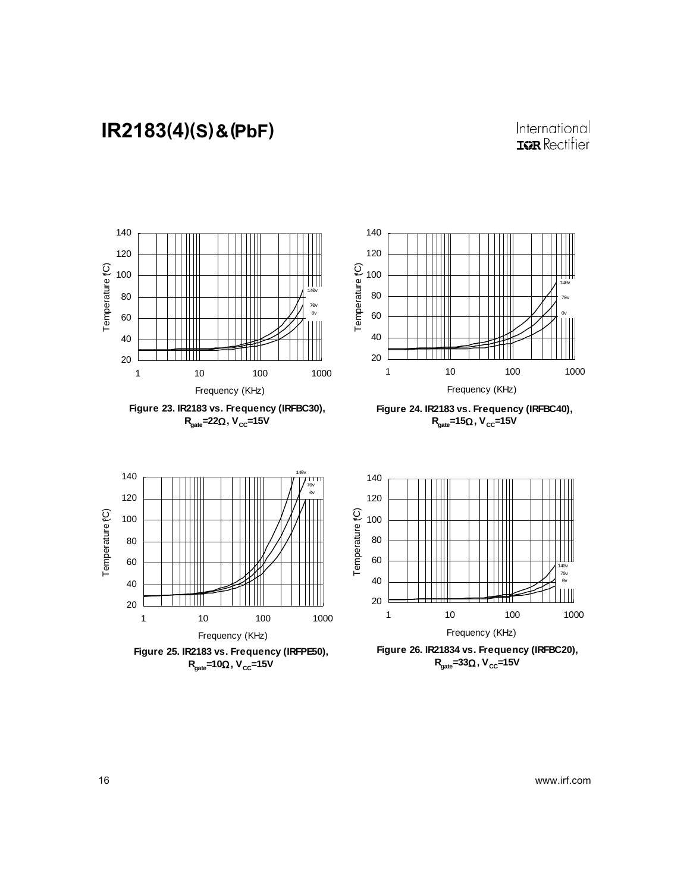Figure 23. IR2183 vs. Frequency (IRFBC30), $R_{gate}$=22Ω, $V_{CC}$=15V

Figure 24. IR2183 vs. Frequency (IRFBC40), $R_{gate}$=15Ω, $V_{CC}$=15V

Figure 25. IR2183 vs. Frequency (IRFPE50), $R_{gate}$=10Ω, $V_{CC}$=15V

Figure 26. IR21834 vs. Frequency (IRFBC20), $R_{gate}$=33Ω, $V_{CC}$=15V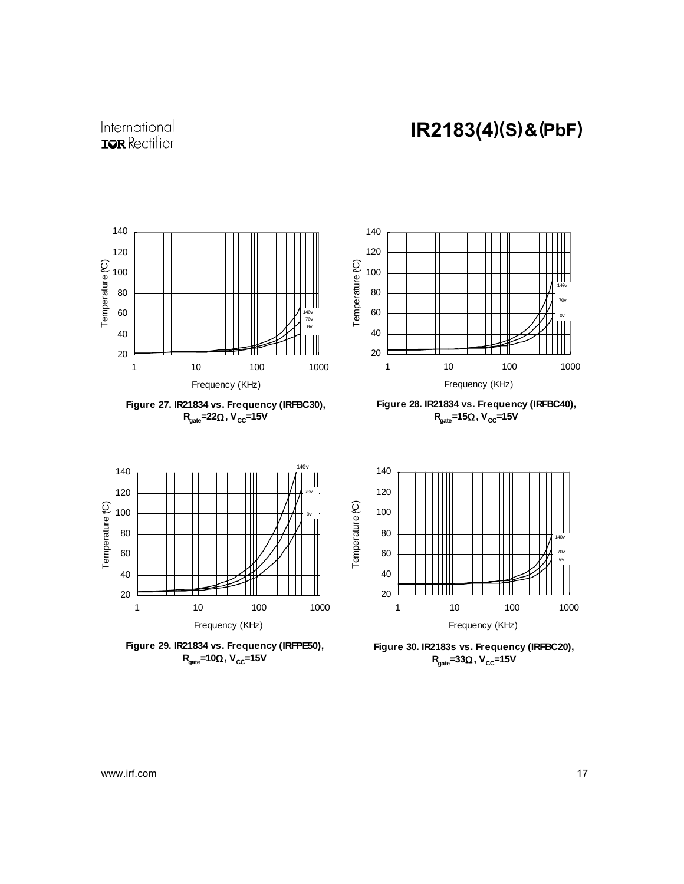Figure 27. IR21834 vs. Frequency (IRFBC30), $R_{gate}$=22Ω, $V_{CC}$=15V

Figure 28. IR21834 vs. Frequency (IRFBC40), $R_{gate}$=15Ω, $V_{CC}$=15V

Figure 29. IR21834 vs. Frequency (IRFPE50), $R_{gate}$=10Ω, $V_{CC}$=15V

Figure 30. IR2183s vs. Frequency (IRFBC20), $R_{gate}$=33Ω, $V_{CC}$=15V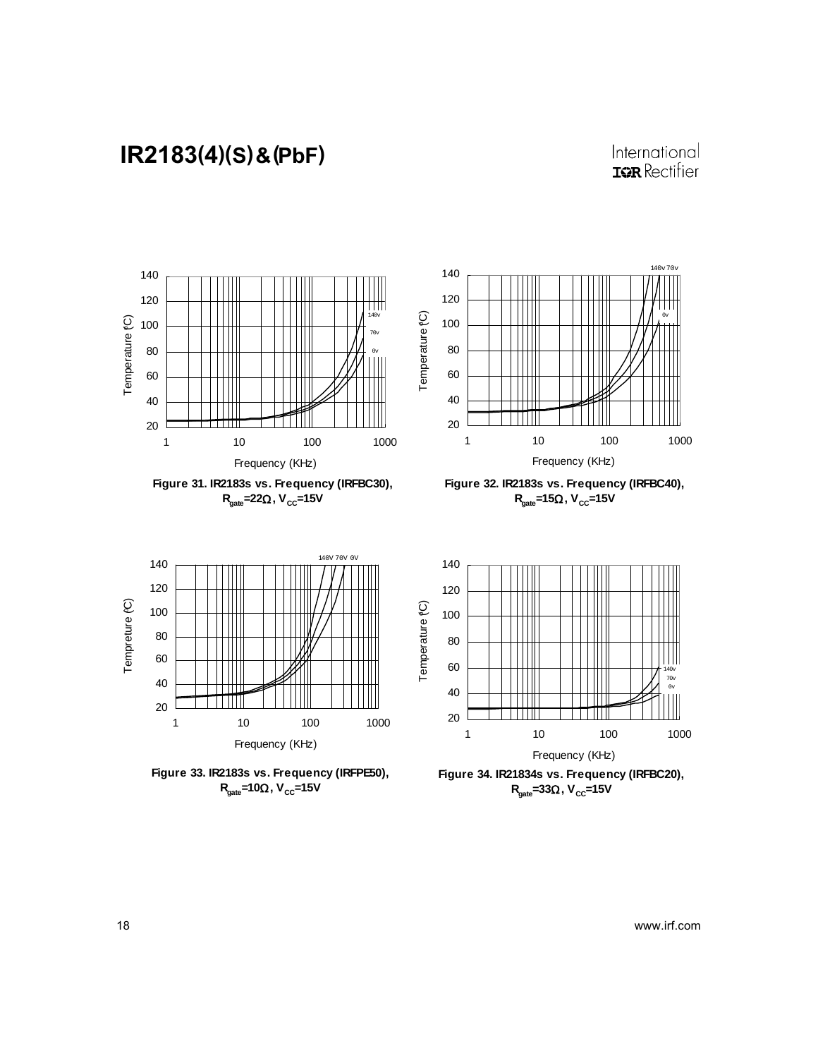Figure 31. IR2183s vs. Frequency (IRFBC30), $R_{gate}$=22Ω, $V_{CC}$=15V

Figure 32. IR2183s vs. Frequency (IRFBC40), $R_{gate}$=15Ω, $V_{CC}$=15V

Figure 33. IR2183s vs. Frequency (IRFPE50), $R_{gate}$=10Ω, $V_{CC}$=15V

Figure 34. IR21834s vs. Frequency (IRFBC20), $R_{gate}$=33Ω, $V_{CC}$=15V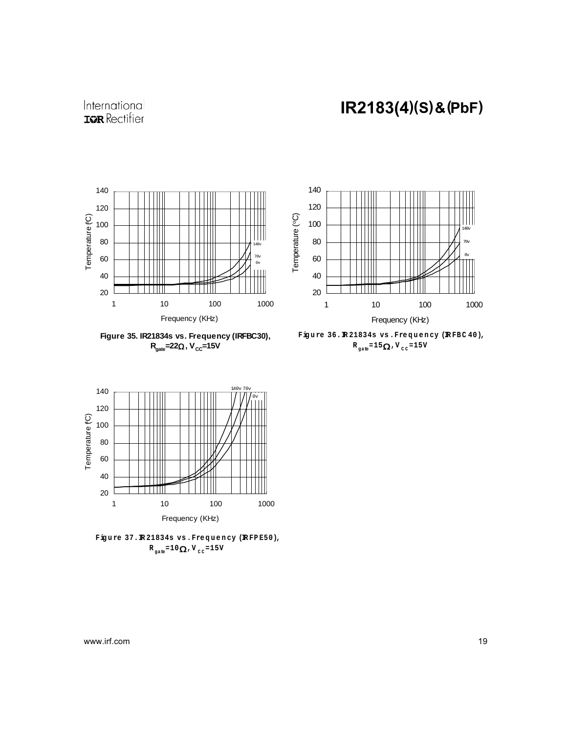Figure 35. IR21834s vs. Frequency (IRFBC30), $R_{gate}$=22Ω, $V_{CC}$=15V

Figure 36. IR21834s vs. Frequency (IRFBC40), $R_{gate}$=15Ω, $V_{CC}$=15V

Figure 37. IR21834s vs. Frequency (IRFPE50), $R_{gate}$=10Ω, $V_{CC}$=15V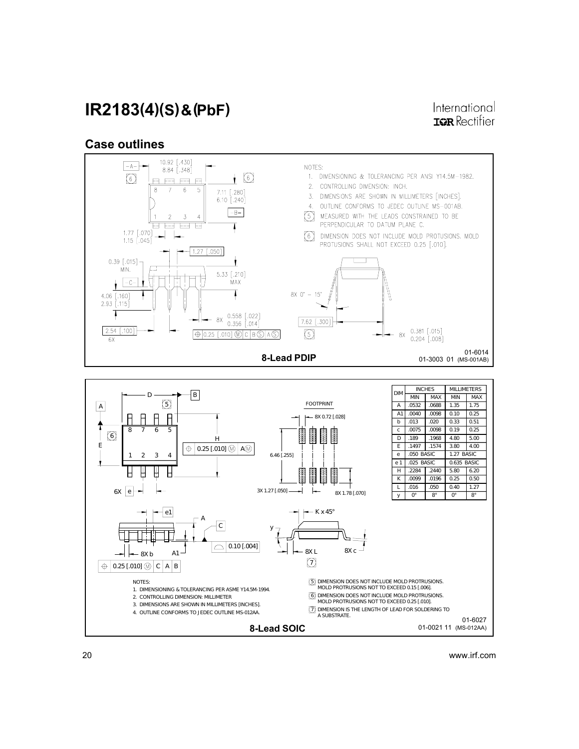## Case outlines

NOTES:
1. DIMENSIONING & TOLERANCING PER ANSI Y14.5M-1982.
2. CONTROLLING DIMENSION: INCH.
3. DIMENSIONS ARE SHOWN IN MILLIMETERS [INCHES].
4. OUTLINE CONFORMS TO JEDEC OUTLINE MS-001AB.
5. MEASURED WITH THE LEADS CONSTRAINED TO BE PERPENDICULAR TO DATUM PLANE C.
6. DIMENSION DOES NOT INCLUDE MOLD PROTUSIONS. MOLD PROTUSIONS SHALL NOT EXCEED 0.25 [.010].

**8-Lead PDIP**

01-6014
01-3003 01 (MS-001AB)

| DIM | INCHES | | MILLIMETERS | |
|---|---|---|---|---|
| | MIN | MAX | MIN | MAX |
| A | .0532 | .0688 | 1.35 | 1.75 |
| A1 | .0040 | .0098 | 0.10 | 0.25 |
| b | .013 | .020 | 0.33 | 0.51 |
| c | .0075 | .0098 | 0.19 | 0.25 |
| D | .189 | .1968 | 4.80 | 5.00 |
| E | .1497 | .1574 | 3.80 | 4.00 |
| e | .050 BASIC | | 1.27 BASIC | |
| e 1 | .025 BASIC | | 0.635 BASIC | |
| H | .2284 | .2440 | 5.80 | 6.20 |
| K | .0099 | .0196 | 0.25 | 0.50 |
| L | .016 | .050 | 0.40 | 1.27 |
| y | 0° | 8° | 0° | 8° |

NOTES:
1. DIMENSIONING & TOLERANCING PER ASME Y14.5M-1994.
2. CONTROLLING DIMENSION: MILLIMETER
3. DIMENSIONS ARE SHOWN IN MILLIMETERS [INCHES].
4. OUTLINE CONFORMS TO JEDEC OUTLINE MS-012AA.
5. DIMENSION DOES NOT INCLUDE MOLD PROTRUSIONS. MOLD PROTRUSIONS NOT TO EXCEED 0.15 [.006].
6. DIMENSION DOES NOT INCLUDE MOLD PROTRUSIONS. MOLD PROTRUSIONS NOT TO EXCEED 0.25 [.010].
7. DIMENSION IS THE LENGTH OF LEAD FOR SOLDERING TO A SUBSTRATE.

**8-Lead SOIC**

01-6027
01-0021 11 (MS-012AA)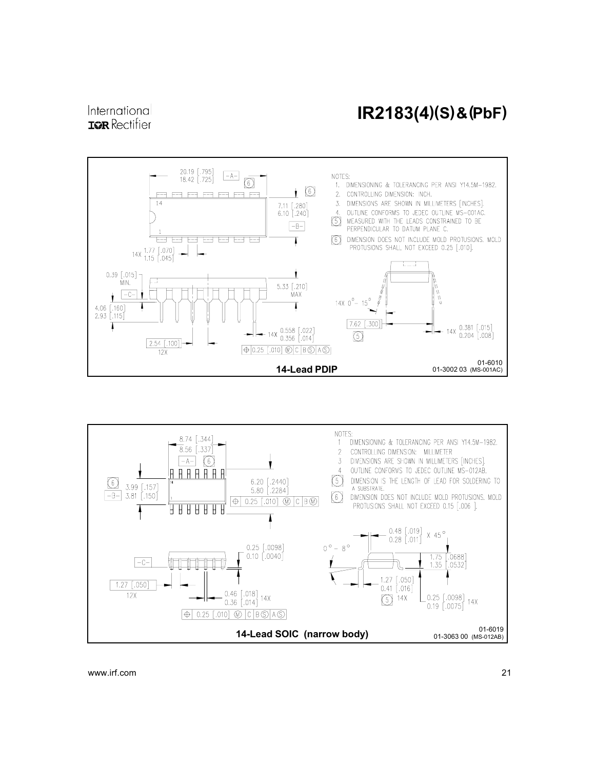NOTES:

1. DIMENSIONING & TOLERANCING PER ANSI Y14.5M-1982.
2. CONTROLLING DIMENSION: INCH.
3. DIMENSIONS ARE SHOWN IN MILLIMETERS [INCHES].
4. OUTLINE CONFORMS TO JEDEC OUTLINE MS-001AC.
5. MEASURED WITH THE LEADS CONSTRAINED TO BE PERPENDICULAR TO DATUM PLANE C.
6. DIMENSION DOES NOT INCLUDE MOLD PROTUSIONS. MOLD PROTUSIONS SHALL NOT EXCEED 0.25 [.010].

20.19 [.795] / 18.42 [.725] -A- (6)

7.11 [.280] / 6.10 [.240] -B- (6)

14X 1.77 [.070] / 1.15 [.045]

0.39 [.015] MIN.

5.33 [.210] MAX

-C-

4.06 [.160] / 2.93 [.115]

14X 0.558 [.022] / 0.356 [.014]

2.54 [.100] 12X

⊕ 0.25 [.010] Ⓜ C B Ⓢ A Ⓢ

14X 0° - 15°

7.62 [.300] (5)

14X 0.381 [.015] / 0.204 [.008]

01-6010
01-3002 03 (MS-001AC)

**14-Lead PDIP**

NOTES:

1. DIMENSIONING & TOLERANCING PER ANSI Y14.5M-1982.
2. CONTROLLING DIMENSION: MILLIMETER
3. DIMENSIONS ARE SHOWN IN MILLIMETERS [INCHES].
4. OUTLINE CONFORMS TO JEDEC OUTLINE MS-012AB.
5. DIMENSION IS THE LENGTH OF LEAD FOR SOLDERING TO A SUBSTRATE.
6. DIMENSION DOES NOT INCLUDE MOLD PROTUSIONS. MOLD PROTUSIONS SHALL NOT EXCEED 0.15 [.006 ].

8.74 [.344] / 8.56 [.337] -A- (6)

(6) 3.99 [.157] / 3.81 [.150] -B-

6.20 [.2440] / 5.80 [.2284]

⊕ 0.25 [.010] Ⓜ C B Ⓜ

0.25 [.0098] / 0.10 [.0040]

-C-

1.27 [.050] 12X

0.46 [.018] / 0.36 [.014] 14X

⊕ 0.25 [.010] Ⓜ C B Ⓢ A Ⓢ

0.48 [.019] / 0.28 [.011] X 45°

0° - 8°

1.75 [.0688] / 1.35 [.0532]

1.27 [.050] / 0.41 [.016] (5) 14X

0.25 [.0098] / 0.19 [.0075] 14X

01-6019
01-3063 00 (MS-012AB)

**14-Lead SOIC (narrow body)**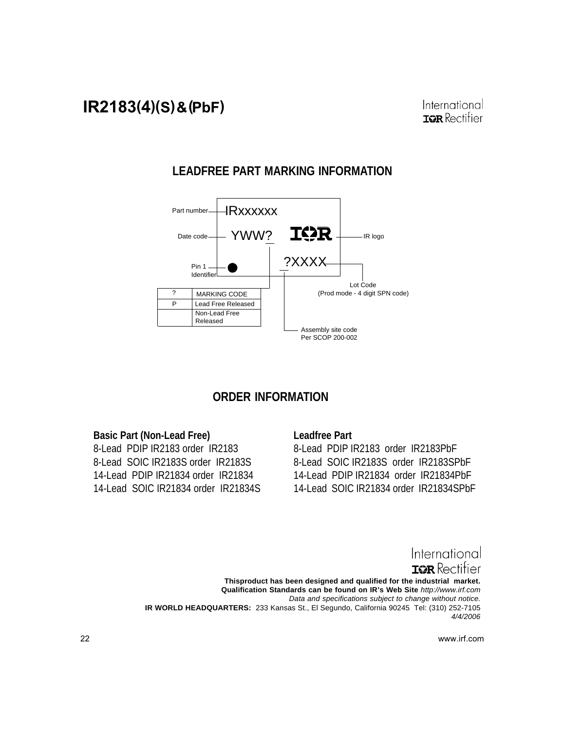## LEADFREE PART MARKING INFORMATION

Part number — IRxxxxxx

Date code — YWW?

IR logo

Pin 1 Identifier

?XXXX

Lot Code
(Prod mode - 4 digit SPN code)

Assembly site code
Per SCOP 200-002

| ? | MARKING CODE |
|---|---|
| P | Lead Free Released |
| | Non-Lead Free Released |

## ORDER INFORMATION

**Basic Part (Non-Lead Free)**

8-Lead PDIP IR2183 order IR2183
8-Lead SOIC IR2183S order IR2183S
14-Lead PDIP IR21834 order IR21834
14-Lead SOIC IR21834 order IR21834S

**Leadfree Part**

8-Lead PDIP IR2183 order IR2183PbF
8-Lead SOIC IR2183S order IR2183SPbF
14-Lead PDIP IR21834 order IR21834PbF
14-Lead SOIC IR21834 order IR21834SPbF

International IOR Rectifier

**Thisproduct has been designed and qualified for the industrial market.**
**Qualification Standards can be found on IR's Web Site** *http://www.irf.com*
*Data and specifications subject to change without notice.*
**IR WORLD HEADQUARTERS:** 233 Kansas St., El Segundo, California 90245 Tel: (310) 252-7105
*4/4/2006*